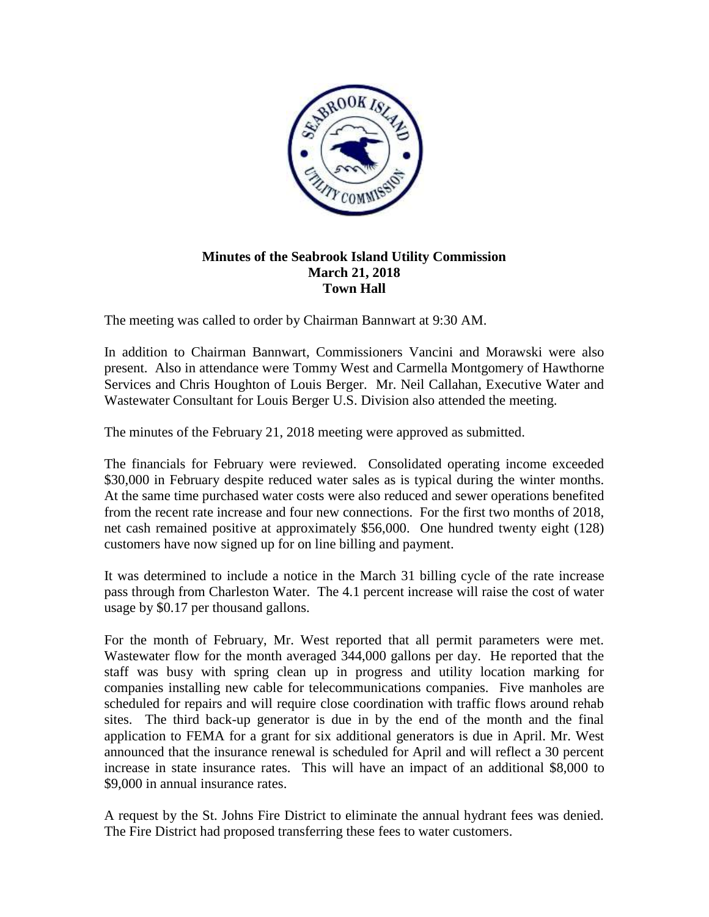**Minutes of the Seabrook Island Utility Commission**
**March 21, 2018**
**Town Hall**

The meeting was called to order by Chairman Bannwart at 9:30 AM.

In addition to Chairman Bannwart, Commissioners Vancini and Morawski were also present. Also in attendance were Tommy West and Carmella Montgomery of Hawthorne Services and Chris Houghton of Louis Berger. Mr. Neil Callahan, Executive Water and Wastewater Consultant for Louis Berger U.S. Division also attended the meeting.

The minutes of the February 21, 2018 meeting were approved as submitted.

The financials for February were reviewed. Consolidated operating income exceeded \$30,000 in February despite reduced water sales as is typical during the winter months. At the same time purchased water costs were also reduced and sewer operations benefited from the recent rate increase and four new connections. For the first two months of 2018, net cash remained positive at approximately \$56,000. One hundred twenty eight (128) customers have now signed up for on line billing and payment.

It was determined to include a notice in the March 31 billing cycle of the rate increase pass through from Charleston Water. The 4.1 percent increase will raise the cost of water usage by \$0.17 per thousand gallons.

For the month of February, Mr. West reported that all permit parameters were met. Wastewater flow for the month averaged 344,000 gallons per day. He reported that the staff was busy with spring clean up in progress and utility location marking for companies installing new cable for telecommunications companies. Five manholes are scheduled for repairs and will require close coordination with traffic flows around rehab sites. The third back-up generator is due in by the end of the month and the final application to FEMA for a grant for six additional generators is due in April. Mr. West announced that the insurance renewal is scheduled for April and will reflect a 30 percent increase in state insurance rates. This will have an impact of an additional \$8,000 to \$9,000 in annual insurance rates.

A request by the St. Johns Fire District to eliminate the annual hydrant fees was denied. The Fire District had proposed transferring these fees to water customers.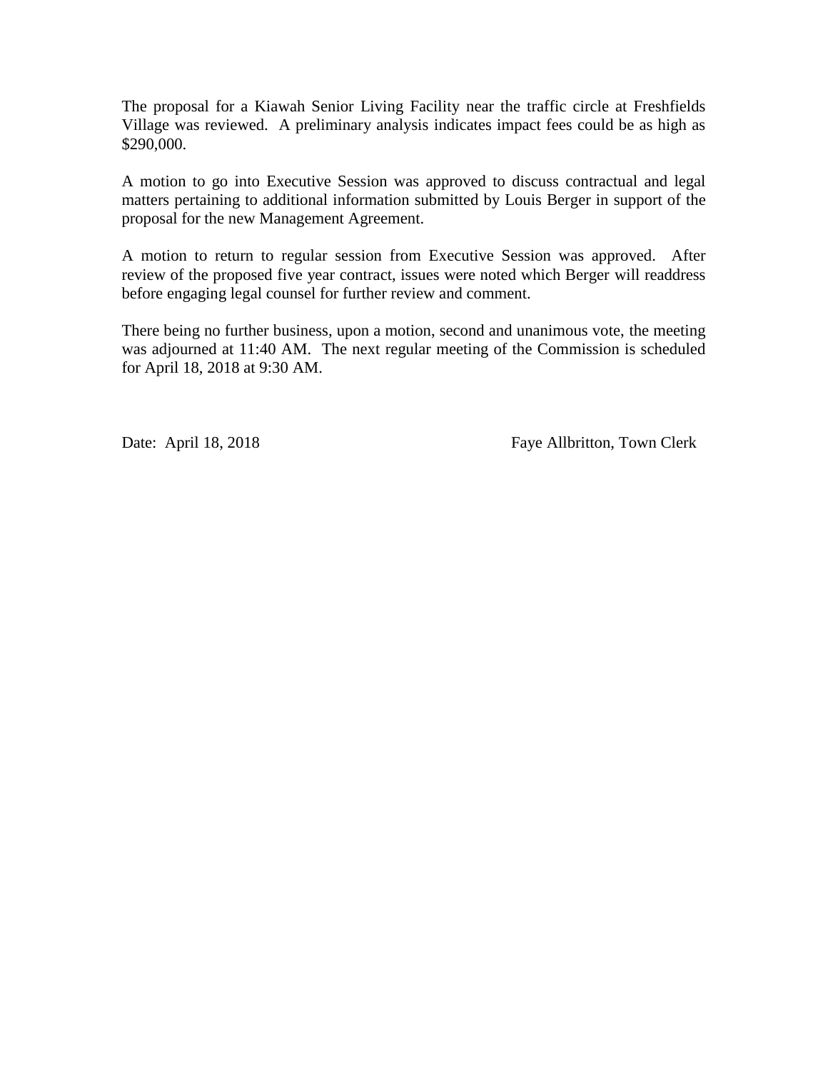The proposal for a Kiawah Senior Living Facility near the traffic circle at Freshfields Village was reviewed. A preliminary analysis indicates impact fees could be as high as $290,000.

A motion to go into Executive Session was approved to discuss contractual and legal matters pertaining to additional information submitted by Louis Berger in support of the proposal for the new Management Agreement.

A motion to return to regular session from Executive Session was approved. After review of the proposed five year contract, issues were noted which Berger will readdress before engaging legal counsel for further review and comment.

There being no further business, upon a motion, second and unanimous vote, the meeting was adjourned at 11:40 AM. The next regular meeting of the Commission is scheduled for April 18, 2018 at 9:30 AM.

Date: April 18, 2018 Faye Allbritton, Town Clerk